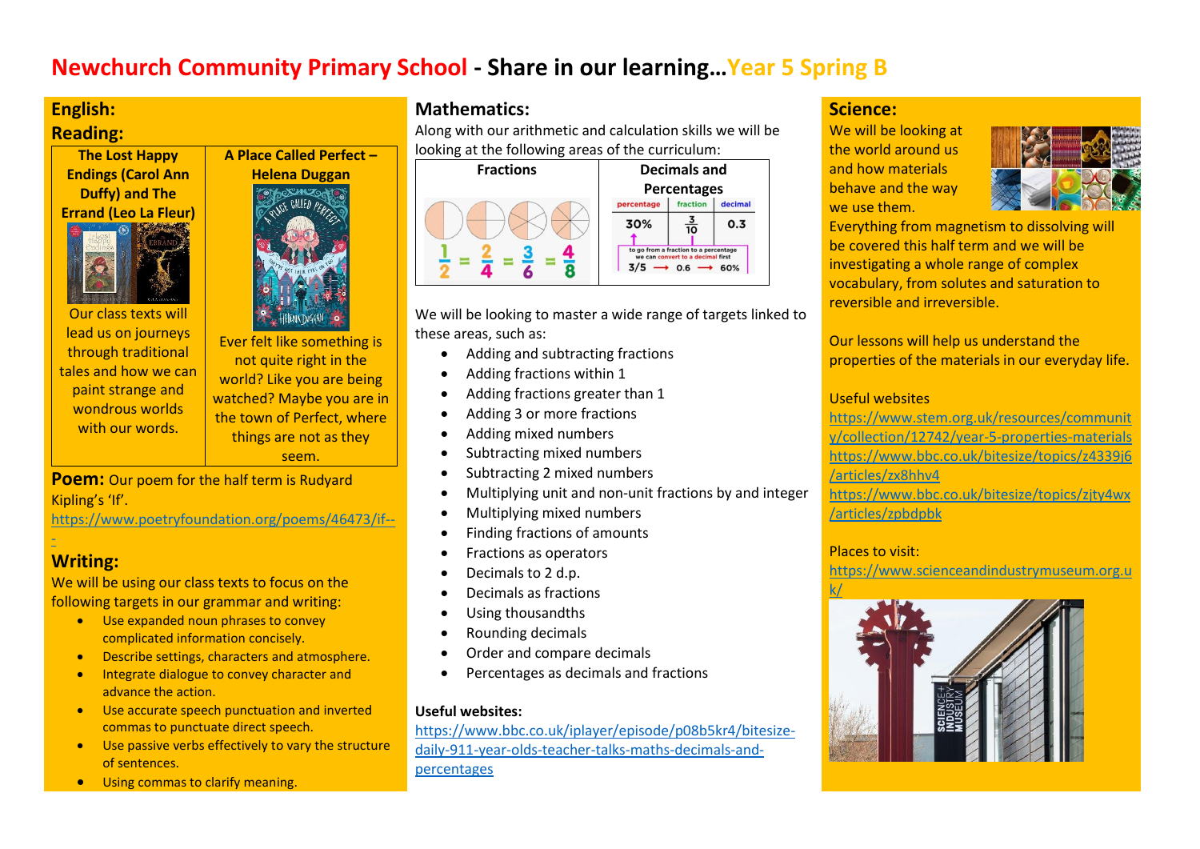# Newchurch Community Primary School - Share in our learning…Year 5 Spring B

## English:

### Reading:

| The Lost Happy Endings (Carol Ann Duffy) and The Errand (Leo La Fleur) | A Place Called Perfect – Helena Duggan |
|---|---|
| Our class texts will lead us on journeys through traditional tales and how we can paint strange and wondrous worlds with our words. | Ever felt like something is not quite right in the world? Like you are being watched? Maybe you are in the town of Perfect, where things are not as they seem. |

**Poem:** Our poem for the half term is Rudyard Kipling's 'If'.
https://www.poetryfoundation.org/poems/46473/if---

### Writing:

We will be using our class texts to focus on the following targets in our grammar and writing:

- Use expanded noun phrases to convey complicated information concisely.
- Describe settings, characters and atmosphere.
- Integrate dialogue to convey character and advance the action.
- Use accurate speech punctuation and inverted commas to punctuate direct speech.
- Use passive verbs effectively to vary the structure of sentences.
- Using commas to clarify meaning.

## Mathematics:

Along with our arithmetic and calculation skills we will be looking at the following areas of the curriculum:

| Fractions | Decimals and Percentages |
|---|---|
| $\frac{1}{2} = \frac{2}{4} = \frac{3}{6} = \frac{4}{8}$ | percentage 30% / fraction $\frac{3}{10}$ / decimal 0.3; to go from a fraction to a percentage we can convert to a decimal first: 3/5 → 0.6 → 60% |

We will be looking to master a wide range of targets linked to these areas, such as:

- Adding and subtracting fractions
- Adding fractions within 1
- Adding fractions greater than 1
- Adding 3 or more fractions
- Adding mixed numbers
- Subtracting mixed numbers
- Subtracting 2 mixed numbers
- Multiplying unit and non-unit fractions by and integer
- Multiplying mixed numbers
- Finding fractions of amounts
- Fractions as operators
- Decimals to 2 d.p.
- Decimals as fractions
- Using thousandths
- Rounding decimals
- Order and compare decimals
- Percentages as decimals and fractions

**Useful websites:**
https://www.bbc.co.uk/iplayer/episode/p08b5kr4/bitesize-daily-911-year-olds-teacher-talks-maths-decimals-and-percentages

## Science:

We will be looking at the world around us and how materials behave and the way we use them. Everything from magnetism to dissolving will be covered this half term and we will be investigating a whole range of complex vocabulary, from solutes and saturation to reversible and irreversible.

Our lessons will help us understand the properties of the materials in our everyday life.

Useful websites
https://www.stem.org.uk/resources/community/collection/12742/year-5-properties-materials
https://www.bbc.co.uk/bitesize/topics/z4339j6/articles/zx8hhv4
https://www.bbc.co.uk/bitesize/topics/zjty4wx/articles/zpbdpbk

Places to visit:
https://www.scienceandindustrymuseum.org.uk/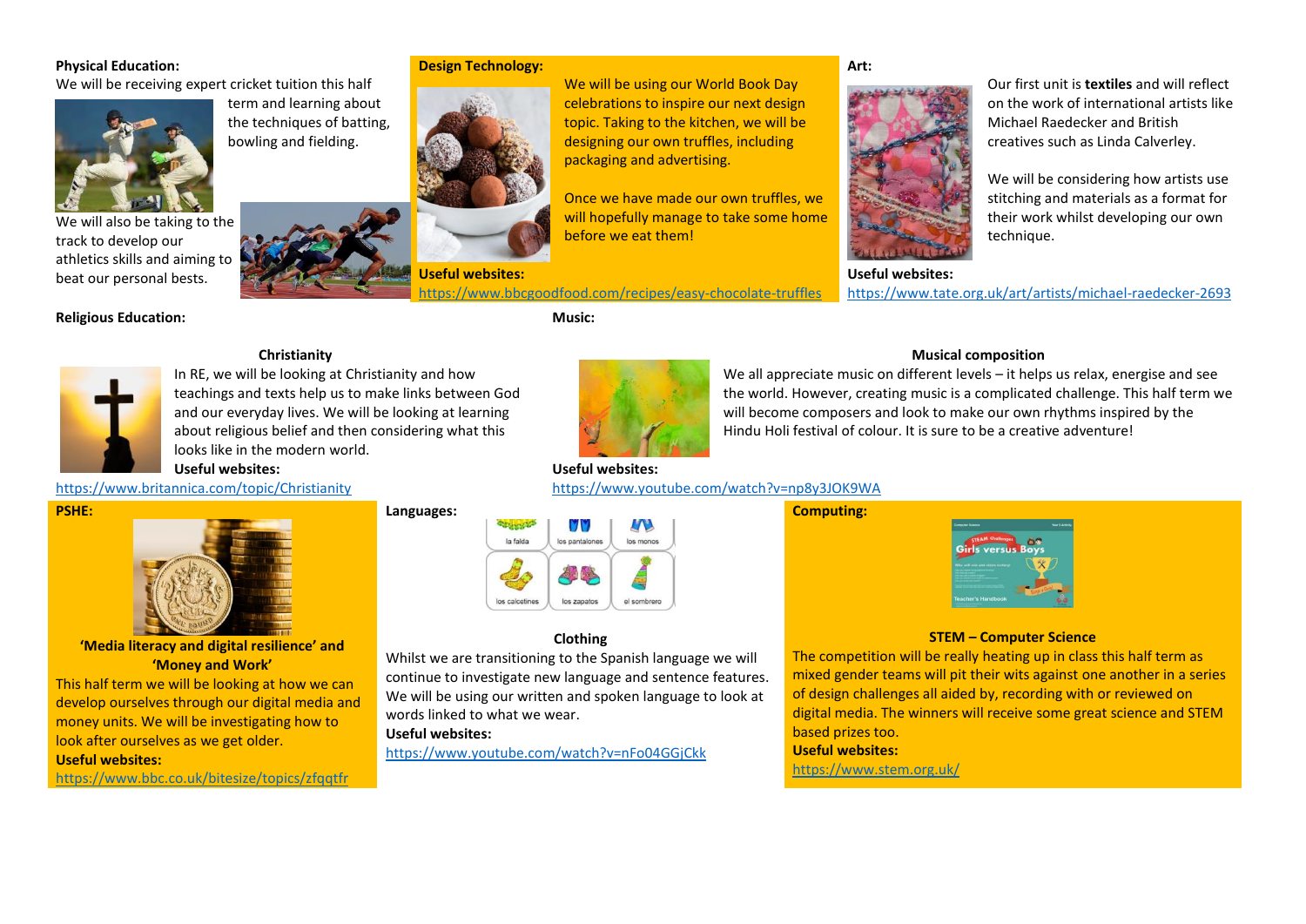**Physical Education:**

We will be receiving expert cricket tuition this half term and learning about the techniques of batting, bowling and fielding.

We will also be taking to the track to develop our athletics skills and aiming to beat our personal bests.

**Design Technology:**

We will be using our World Book Day celebrations to inspire our next design topic. Taking to the kitchen, we will be designing our own truffles, including packaging and advertising.

Once we have made our own truffles, we will hopefully manage to take some home before we eat them!

**Useful websites:**

https://www.bbcgoodfood.com/recipes/easy-chocolate-truffles

**Art:**

Our first unit is **textiles** and will reflect on the work of international artists like Michael Raedecker and British creatives such as Linda Calverley.

We will be considering how artists use stitching and materials as a format for their work whilst developing our own technique.

**Useful websites:**

https://www.tate.org.uk/art/artists/michael-raedecker-2693

**Religious Education:**

**Christianity**

In RE, we will be looking at Christianity and how teachings and texts help us to make links between God and our everyday lives. We will be looking at learning about religious belief and then considering what this looks like in the modern world.

**Useful websites:**

https://www.britannica.com/topic/Christianity

**Music:**

**Musical composition**

We all appreciate music on different levels – it helps us relax, energise and see the world. However, creating music is a complicated challenge. This half term we will become composers and look to make our own rhythms inspired by the Hindu Holi festival of colour. It is sure to be a creative adventure!

**Useful websites:**

https://www.youtube.com/watch?v=np8y3JOK9WA

**PSHE:**

**'Media literacy and digital resilience' and 'Money and Work'**

This half term we will be looking at how we can develop ourselves through our digital media and money units. We will be investigating how to look after ourselves as we get older.

**Useful websites:**

https://www.bbc.co.uk/bitesize/topics/zfqqtfr

**Languages:**

la falda | los pantalones | los monos | los calcetines | los zapatos | el sombrero

**Clothing**

Whilst we are transitioning to the Spanish language we will continue to investigate new language and sentence features. We will be using our written and spoken language to look at words linked to what we wear.

**Useful websites:**

https://www.youtube.com/watch?v=nFo04GGjCkk

**Computing:**

**STEM – Computer Science**

The competition will be really heating up in class this half term as mixed gender teams will pit their wits against one another in a series of design challenges all aided by, recording with or reviewed on digital media. The winners will receive some great science and STEM based prizes too.

**Useful websites:**

https://www.stem.org.uk/